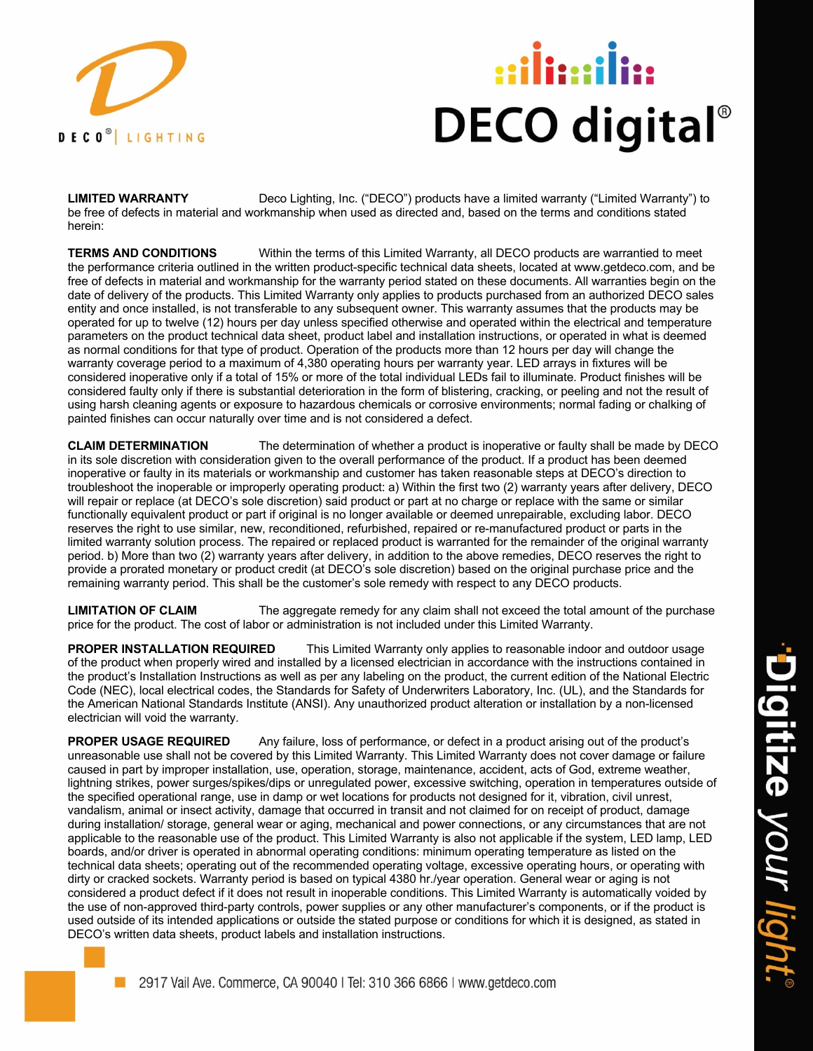**LIMITED WARRANTY** Deco Lighting, Inc. ("DECO") products have a limited warranty ("Limited Warranty") to be free of defects in material and workmanship when used as directed and, based on the terms and conditions stated herein:

**TERMS AND CONDITIONS** Within the terms of this Limited Warranty, all DECO products are warrantied to meet the performance criteria outlined in the written product-specific technical data sheets, located at www.getdeco.com, and be free of defects in material and workmanship for the warranty period stated on these documents. All warranties begin on the date of delivery of the products. This Limited Warranty only applies to products purchased from an authorized DECO sales entity and once installed, is not transferable to any subsequent owner. This warranty assumes that the products may be operated for up to twelve (12) hours per day unless specified otherwise and operated within the electrical and temperature parameters on the product technical data sheet, product label and installation instructions, or operated in what is deemed as normal conditions for that type of product. Operation of the products more than 12 hours per day will change the warranty coverage period to a maximum of 4,380 operating hours per warranty year. LED arrays in fixtures will be considered inoperative only if a total of 15% or more of the total individual LEDs fail to illuminate. Product finishes will be considered faulty only if there is substantial deterioration in the form of blistering, cracking, or peeling and not the result of using harsh cleaning agents or exposure to hazardous chemicals or corrosive environments; normal fading or chalking of painted finishes can occur naturally over time and is not considered a defect.

**CLAIM DETERMINATION** The determination of whether a product is inoperative or faulty shall be made by DECO in its sole discretion with consideration given to the overall performance of the product. If a product has been deemed inoperative or faulty in its materials or workmanship and customer has taken reasonable steps at DECO's direction to troubleshoot the inoperable or improperly operating product: a) Within the first two (2) warranty years after delivery, DECO will repair or replace (at DECO's sole discretion) said product or part at no charge or replace with the same or similar functionally equivalent product or part if original is no longer available or deemed unrepairable, excluding labor. DECO reserves the right to use similar, new, reconditioned, refurbished, repaired or re-manufactured product or parts in the limited warranty solution process. The repaired or replaced product is warranted for the remainder of the original warranty period. b) More than two (2) warranty years after delivery, in addition to the above remedies, DECO reserves the right to provide a prorated monetary or product credit (at DECO's sole discretion) based on the original purchase price and the remaining warranty period. This shall be the customer's sole remedy with respect to any DECO products.

**LIMITATION OF CLAIM** The aggregate remedy for any claim shall not exceed the total amount of the purchase price for the product. The cost of labor or administration is not included under this Limited Warranty.

**PROPER INSTALLATION REQUIRED** This Limited Warranty only applies to reasonable indoor and outdoor usage of the product when properly wired and installed by a licensed electrician in accordance with the instructions contained in the product's Installation Instructions as well as per any labeling on the product, the current edition of the National Electric Code (NEC), local electrical codes, the Standards for Safety of Underwriters Laboratory, Inc. (UL), and the Standards for the American National Standards Institute (ANSI). Any unauthorized product alteration or installation by a non-licensed electrician will void the warranty.

**PROPER USAGE REQUIRED** Any failure, loss of performance, or defect in a product arising out of the product's unreasonable use shall not be covered by this Limited Warranty. This Limited Warranty does not cover damage or failure caused in part by improper installation, use, operation, storage, maintenance, accident, acts of God, extreme weather, lightning strikes, power surges/spikes/dips or unregulated power, excessive switching, operation in temperatures outside of the specified operational range, use in damp or wet locations for products not designed for it, vibration, civil unrest, vandalism, animal or insect activity, damage that occurred in transit and not claimed for on receipt of product, damage during installation/ storage, general wear or aging, mechanical and power connections, or any circumstances that are not applicable to the reasonable use of the product. This Limited Warranty is also not applicable if the system, LED lamp, LED boards, and/or driver is operated in abnormal operating conditions: minimum operating temperature as listed on the technical data sheets; operating out of the recommended operating voltage, excessive operating hours, or operating with dirty or cracked sockets. Warranty period is based on typical 4380 hr./year operation. General wear or aging is not considered a product defect if it does not result in inoperable conditions. This Limited Warranty is automatically voided by the use of non-approved third-party controls, power supplies or any other manufacturer's components, or if the product is used outside of its intended applications or outside the stated purpose or conditions for which it is designed, as stated in DECO's written data sheets, product labels and installation instructions.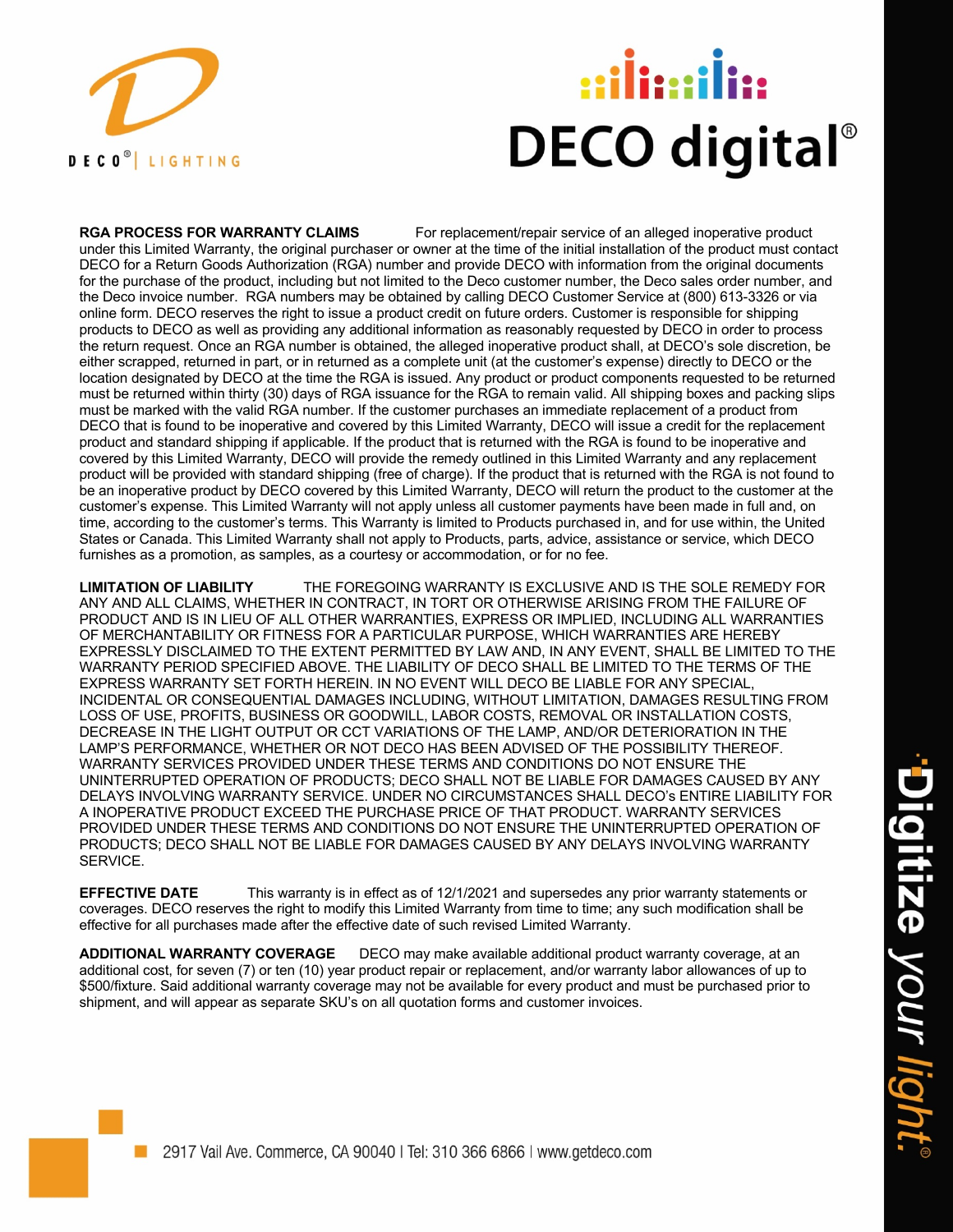DECO® | LIGHTING

DECO digital®

**RGA PROCESS FOR WARRANTY CLAIMS** For replacement/repair service of an alleged inoperative product under this Limited Warranty, the original purchaser or owner at the time of the initial installation of the product must contact DECO for a Return Goods Authorization (RGA) number and provide DECO with information from the original documents for the purchase of the product, including but not limited to the Deco customer number, the Deco sales order number, and the Deco invoice number. RGA numbers may be obtained by calling DECO Customer Service at (800) 613-3326 or via online form. DECO reserves the right to issue a product credit on future orders. Customer is responsible for shipping products to DECO as well as providing any additional information as reasonably requested by DECO in order to process the return request. Once an RGA number is obtained, the alleged inoperative product shall, at DECO's sole discretion, be either scrapped, returned in part, or in returned as a complete unit (at the customer's expense) directly to DECO or the location designated by DECO at the time the RGA is issued. Any product or product components requested to be returned must be returned within thirty (30) days of RGA issuance for the RGA to remain valid. All shipping boxes and packing slips must be marked with the valid RGA number. If the customer purchases an immediate replacement of a product from DECO that is found to be inoperative and covered by this Limited Warranty, DECO will issue a credit for the replacement product and standard shipping if applicable. If the product that is returned with the RGA is found to be inoperative and covered by this Limited Warranty, DECO will provide the remedy outlined in this Limited Warranty and any replacement product will be provided with standard shipping (free of charge). If the product that is returned with the RGA is not found to be an inoperative product by DECO covered by this Limited Warranty, DECO will return the product to the customer at the customer's expense. This Limited Warranty will not apply unless all customer payments have been made in full and, on time, according to the customer's terms. This Warranty is limited to Products purchased in, and for use within, the United States or Canada. This Limited Warranty shall not apply to Products, parts, advice, assistance or service, which DECO furnishes as a promotion, as samples, as a courtesy or accommodation, or for no fee.

**LIMITATION OF LIABILITY** THE FOREGOING WARRANTY IS EXCLUSIVE AND IS THE SOLE REMEDY FOR ANY AND ALL CLAIMS, WHETHER IN CONTRACT, IN TORT OR OTHERWISE ARISING FROM THE FAILURE OF PRODUCT AND IS IN LIEU OF ALL OTHER WARRANTIES, EXPRESS OR IMPLIED, INCLUDING ALL WARRANTIES OF MERCHANTABILITY OR FITNESS FOR A PARTICULAR PURPOSE, WHICH WARRANTIES ARE HEREBY EXPRESSLY DISCLAIMED TO THE EXTENT PERMITTED BY LAW AND, IN ANY EVENT, SHALL BE LIMITED TO THE WARRANTY PERIOD SPECIFIED ABOVE. THE LIABILITY OF DECO SHALL BE LIMITED TO THE TERMS OF THE EXPRESS WARRANTY SET FORTH HEREIN. IN NO EVENT WILL DECO BE LIABLE FOR ANY SPECIAL, INCIDENTAL OR CONSEQUENTIAL DAMAGES INCLUDING, WITHOUT LIMITATION, DAMAGES RESULTING FROM LOSS OF USE, PROFITS, BUSINESS OR GOODWILL, LABOR COSTS, REMOVAL OR INSTALLATION COSTS, DECREASE IN THE LIGHT OUTPUT OR CCT VARIATIONS OF THE LAMP, AND/OR DETERIORATION IN THE LAMP'S PERFORMANCE, WHETHER OR NOT DECO HAS BEEN ADVISED OF THE POSSIBILITY THEREOF. WARRANTY SERVICES PROVIDED UNDER THESE TERMS AND CONDITIONS DO NOT ENSURE THE UNINTERRUPTED OPERATION OF PRODUCTS; DECO SHALL NOT BE LIABLE FOR DAMAGES CAUSED BY ANY DELAYS INVOLVING WARRANTY SERVICE. UNDER NO CIRCUMSTANCES SHALL DECO's ENTIRE LIABILITY FOR A INOPERATIVE PRODUCT EXCEED THE PURCHASE PRICE OF THAT PRODUCT. WARRANTY SERVICES PROVIDED UNDER THESE TERMS AND CONDITIONS DO NOT ENSURE THE UNINTERRUPTED OPERATION OF PRODUCTS; DECO SHALL NOT BE LIABLE FOR DAMAGES CAUSED BY ANY DELAYS INVOLVING WARRANTY SERVICE.

**EFFECTIVE DATE** This warranty is in effect as of 12/1/2021 and supersedes any prior warranty statements or coverages. DECO reserves the right to modify this Limited Warranty from time to time; any such modification shall be effective for all purchases made after the effective date of such revised Limited Warranty.

**ADDITIONAL WARRANTY COVERAGE** DECO may make available additional product warranty coverage, at an additional cost, for seven (7) or ten (10) year product repair or replacement, and/or warranty labor allowances of up to $500/fixture. Said additional warranty coverage may not be available for every product and must be purchased prior to shipment, and will appear as separate SKU's on all quotation forms and customer invoices.

2917 Vail Ave. Commerce, CA 90040 | Tel: 310 366 6866 | www.getdeco.com

Digitize your light.®